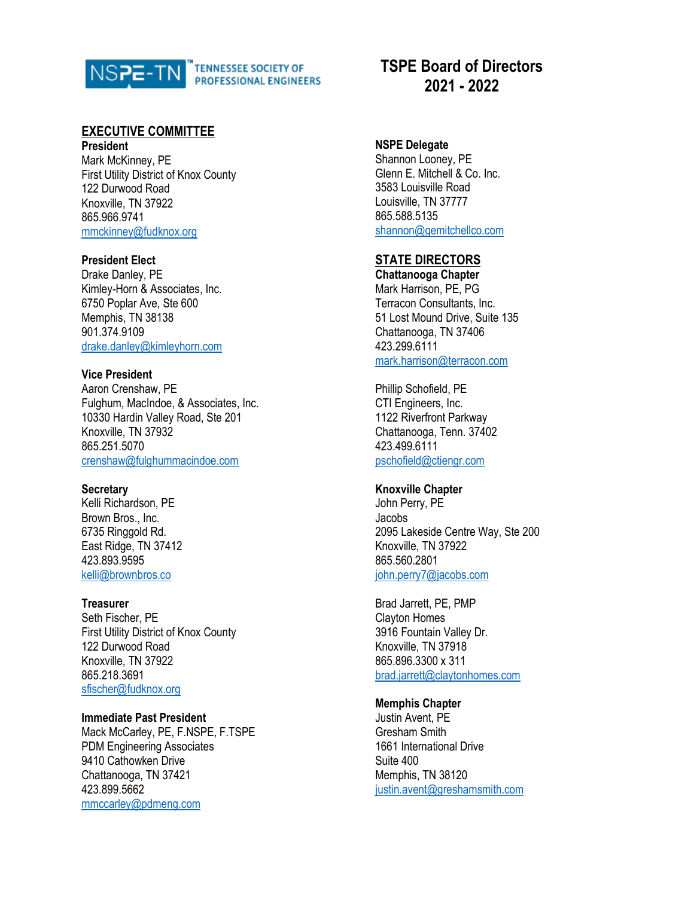NSPE-TN™ TENNESSEE SOCIETY OF PROFESSIONAL ENGINEERS

# TSPE Board of Directors 2021 - 2022

## EXECUTIVE COMMITTEE

**President**
Mark McKinney, PE
First Utility District of Knox County
122 Durwood Road
Knoxville, TN 37922
865.966.9741
mmckinney@fudknox.org

**President Elect**
Drake Danley, PE
Kimley-Horn & Associates, Inc.
6750 Poplar Ave, Ste 600
Memphis, TN 38138
901.374.9109
drake.danley@kimleyhorn.com

**Vice President**
Aaron Crenshaw, PE
Fulghum, MacIndoe, & Associates, Inc.
10330 Hardin Valley Road, Ste 201
Knoxville, TN 37932
865.251.5070
crenshaw@fulghummacindoe.com

**Secretary**
Kelli Richardson, PE
Brown Bros., Inc.
6735 Ringgold Rd.
East Ridge, TN 37412
423.893.9595
kelli@brownbros.co

**Treasurer**
Seth Fischer, PE
First Utility District of Knox County
122 Durwood Road
Knoxville, TN 37922
865.218.3691
sfischer@fudknox.org

**Immediate Past President**
Mack McCarley, PE, F.NSPE, F.TSPE
PDM Engineering Associates
9410 Cathowken Drive
Chattanooga, TN 37421
423.899.5662
mmccarley@pdmeng.com

**NSPE Delegate**
Shannon Looney, PE
Glenn E. Mitchell & Co. Inc.
3583 Louisville Road
Louisville, TN 37777
865.588.5135
shannon@gemitchellco.com

## STATE DIRECTORS

**Chattanooga Chapter**
Mark Harrison, PE, PG
Terracon Consultants, Inc.
51 Lost Mound Drive, Suite 135
Chattanooga, TN 37406
423.299.6111
mark.harrison@terracon.com

Phillip Schofield, PE
CTI Engineers, Inc.
1122 Riverfront Parkway
Chattanooga, Tenn. 37402
423.499.6111
pschofield@ctiengr.com

**Knoxville Chapter**
John Perry, PE
Jacobs
2095 Lakeside Centre Way, Ste 200
Knoxville, TN 37922
865.560.2801
john.perry7@jacobs.com

Brad Jarrett, PE, PMP
Clayton Homes
3916 Fountain Valley Dr.
Knoxville, TN 37918
865.896.3300 x 311
brad.jarrett@claytonhomes.com

**Memphis Chapter**
Justin Avent, PE
Gresham Smith
1661 International Drive
Suite 400
Memphis, TN 38120
justin.avent@greshamsmith.com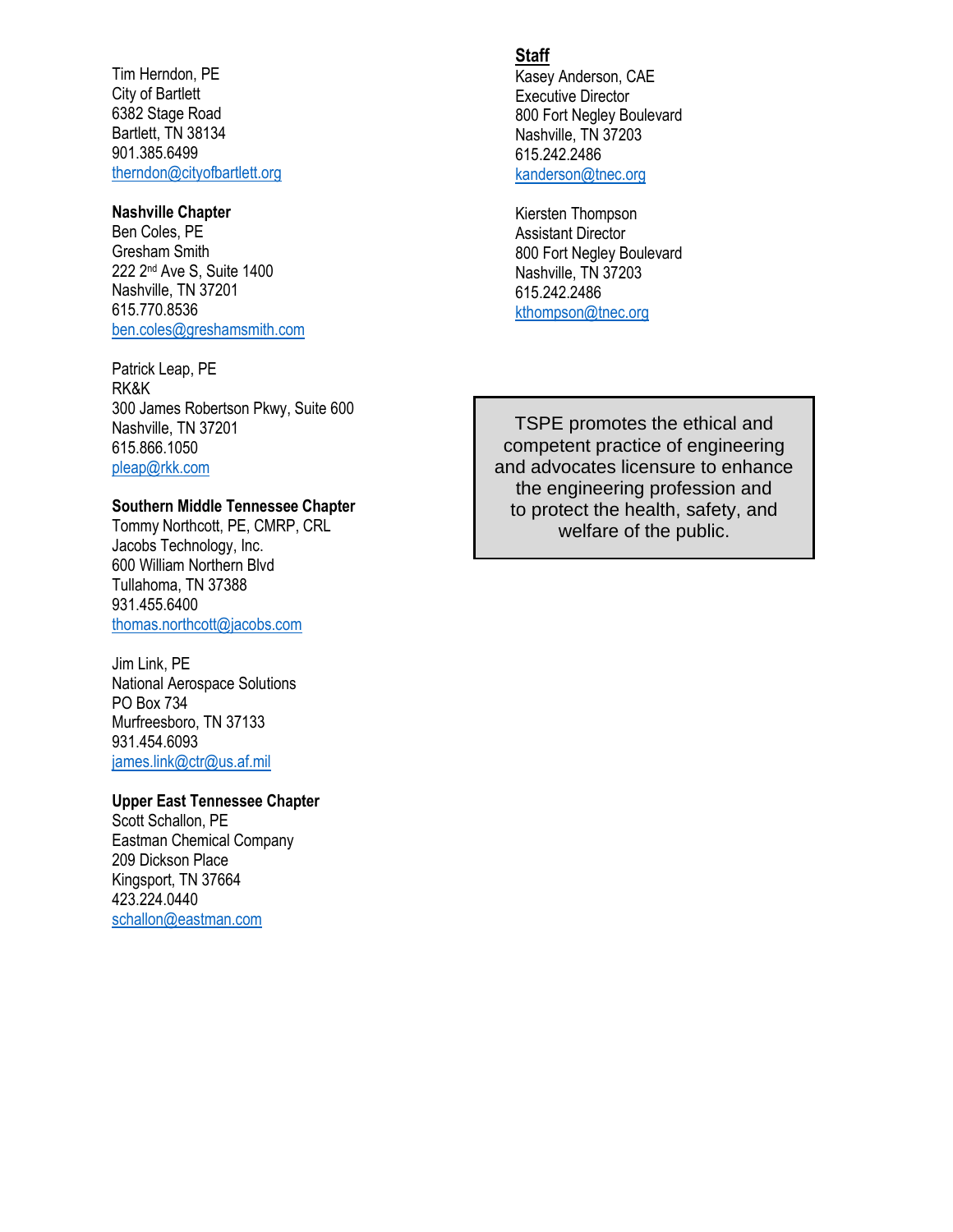Tim Herndon, PE
City of Bartlett
6382 Stage Road
Bartlett, TN 38134
901.385.6499
therndon@cityofbartlett.org

**Nashville Chapter**
Ben Coles, PE
Gresham Smith
222 2nd Ave S, Suite 1400
Nashville, TN 37201
615.770.8536
ben.coles@greshamsmith.com

Patrick Leap, PE
RK&K
300 James Robertson Pkwy, Suite 600
Nashville, TN 37201
615.866.1050
pleap@rkk.com

**Southern Middle Tennessee Chapter**
Tommy Northcott, PE, CMRP, CRL
Jacobs Technology, Inc.
600 William Northern Blvd
Tullahoma, TN 37388
931.455.6400
thomas.northcott@jacobs.com

Jim Link, PE
National Aerospace Solutions
PO Box 734
Murfreesboro, TN 37133
931.454.6093
james.link@ctr@us.af.mil

**Upper East Tennessee Chapter**
Scott Schallon, PE
Eastman Chemical Company
209 Dickson Place
Kingsport, TN 37664
423.224.0440
schallon@eastman.com

**Staff**
Kasey Anderson, CAE
Executive Director
800 Fort Negley Boulevard
Nashville, TN 37203
615.242.2486
kanderson@tnec.org

Kiersten Thompson
Assistant Director
800 Fort Negley Boulevard
Nashville, TN 37203
615.242.2486
kthompson@tnec.org

TSPE promotes the ethical and competent practice of engineering and advocates licensure to enhance the engineering profession and to protect the health, safety, and welfare of the public.